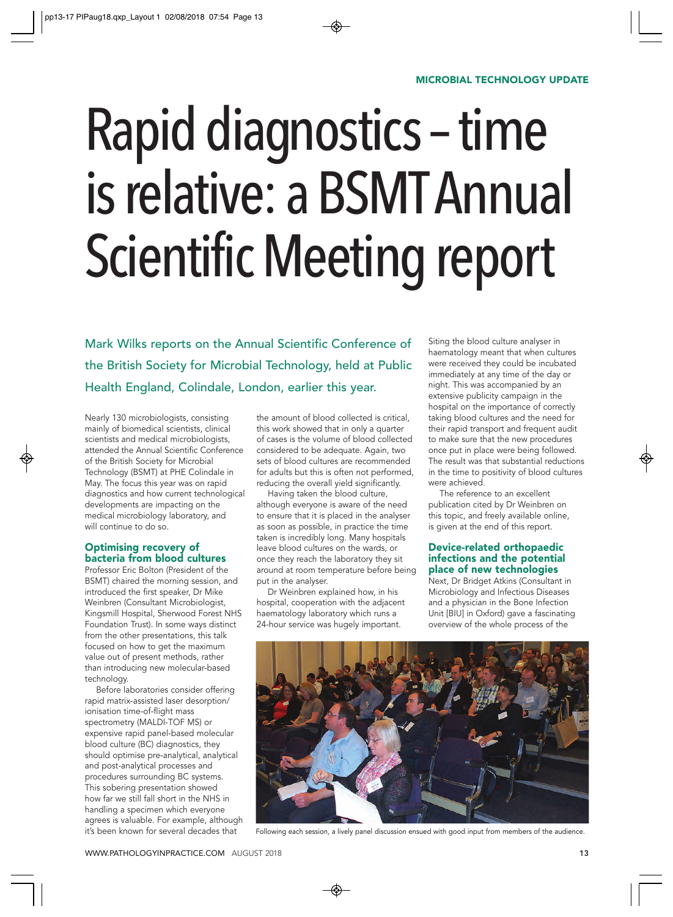# Rapid diagnostics – time is relative: a BSMT Annual Scientific Meeting report

Mark Wilks reports on the Annual Scientific Conference of the British Society for Microbial Technology, held at Public Health England, Colindale, London, earlier this year.

Nearly 130 microbiologists, consisting mainly of biomedical scientists, clinical scientists and medical microbiologists, attended the Annual Scientific Conference of the British Society for Microbial Technology (BSMT) at PHE Colindale in May. The focus this year was on rapid diagnostics and how current technological developments are impacting on the medical microbiology laboratory, and will continue to do so.

## Optimising recovery of bacteria from blood cultures

Professor Eric Bolton (President of the BSMT) chaired the morning session, and introduced the first speaker, Dr Mike Weinbren (Consultant Microbiologist, Kingsmill Hospital, Sherwood Forest NHS Foundation Trust). In some ways distinct from the other presentations, this talk focused on how to get the maximum value out of present methods, rather than introducing new molecular-based technology.

Before laboratories consider offering rapid matrix-assisted laser desorption/ionisation time-of-flight mass spectrometry (MALDI-TOF MS) or expensive rapid panel-based molecular blood culture (BC) diagnostics, they should optimise pre-analytical, analytical and post-analytical processes and procedures surrounding BC systems. This sobering presentation showed how far we still fall short in the NHS in handling a specimen which everyone agrees is valuable. For example, although it's been known for several decades that the amount of blood collected is critical, this work showed that in only a quarter of cases is the volume of blood collected considered to be adequate. Again, two sets of blood cultures are recommended for adults but this is often not performed, reducing the overall yield significantly.

Having taken the blood culture, although everyone is aware of the need to ensure that it is placed in the analyser as soon as possible, in practice the time taken is incredibly long. Many hospitals leave blood cultures on the wards, or once they reach the laboratory they sit around at room temperature before being put in the analyser.

Dr Weinbren explained how, in his hospital, cooperation with the adjacent haematology laboratory which runs a 24-hour service was hugely important. Siting the blood culture analyser in haematology meant that when cultures were received they could be incubated immediately at any time of the day or night. This was accompanied by an extensive publicity campaign in the hospital on the importance of correctly taking blood cultures and the need for their rapid transport and frequent audit to make sure that the new procedures once put in place were being followed. The result was that substantial reductions in the time to positivity of blood cultures were achieved.

The reference to an excellent publication cited by Dr Weinbren on this topic, and freely available online, is given at the end of this report.

## Device-related orthopaedic infections and the potential place of new technologies

Next, Dr Bridget Atkins (Consultant in Microbiology and Infectious Diseases and a physician in the Bone Infection Unit [BIU] in Oxford) gave a fascinating overview of the whole process of the

Following each session, a lively panel discussion ensued with good input from members of the audience.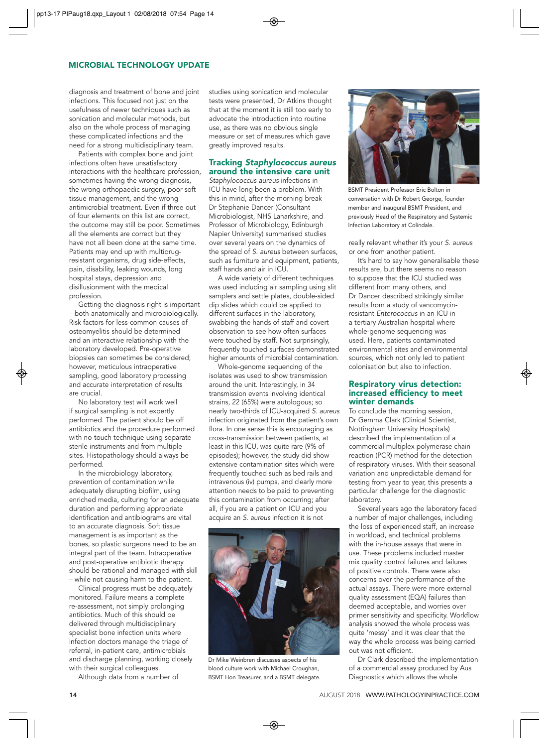diagnosis and treatment of bone and joint infections. This focused not just on the usefulness of newer techniques such as sonication and molecular methods, but also on the whole process of managing these complicated infections and the need for a strong multidisciplinary team.

Patients with complex bone and joint infections often have unsatisfactory interactions with the healthcare profession, sometimes having the wrong diagnosis, the wrong orthopaedic surgery, poor soft tissue management, and the wrong antimicrobial treatment. Even if three out of four elements on this list are correct, the outcome may still be poor. Sometimes all the elements are correct but they have not all been done at the same time. Patients may end up with multidrug-resistant organisms, drug side-effects, pain, disability, leaking wounds, long hospital stays, depression and disillusionment with the medical profession.

Getting the diagnosis right is important – both anatomically and microbiologically. Risk factors for less-common causes of osteomyelitis should be determined and an interactive relationship with the laboratory developed. Pre-operative biopsies can sometimes be considered; however, meticulous intraoperative sampling, good laboratory processing and accurate interpretation of results are crucial.

No laboratory test will work well if surgical sampling is not expertly performed. The patient should be off antibiotics and the procedure performed with no-touch technique using separate sterile instruments and from multiple sites. Histopathology should always be performed.

In the microbiology laboratory, prevention of contamination while adequately disrupting biofilm, using enriched media, culturing for an adequate duration and performing appropriate identification and antibiograms are vital to an accurate diagnosis. Soft tissue management is as important as the bones, so plastic surgeons need to be an integral part of the team. Intraoperative and post-operative antibiotic therapy should be rational and managed with skill – while not causing harm to the patient.

Clinical progress must be adequately monitored. Failure means a complete re-assessment, not simply prolonging antibiotics. Much of this should be delivered through multidisciplinary specialist bone infection units where infection doctors manage the triage of referral, in-patient care, antimicrobials and discharge planning, working closely with their surgical colleagues.

Although data from a number of studies using sonication and molecular tests were presented, Dr Atkins thought that at the moment it is still too early to advocate the introduction into routine use, as there was no obvious single measure or set of measures which gave greatly improved results.

## Tracking *Staphylococcus aureus* around the intensive care unit

*Staphylococcus aureus* infections in ICU have long been a problem. With this in mind, after the morning break Dr Stephanie Dancer (Consultant Microbiologist, NHS Lanarkshire, and Professor of Microbiology, Edinburgh Napier University) summarised studies over several years on the dynamics of the spread of *S. aureus* between surfaces, such as furniture and equipment, patients, staff hands and air in ICU.

A wide variety of different techniques was used including air sampling using slit samplers and settle plates, double-sided dip slides which could be applied to different surfaces in the laboratory, swabbing the hands of staff and covert observation to see how often surfaces were touched by staff. Not surprisingly, frequently touched surfaces demonstrated higher amounts of microbial contamination.

Whole-genome sequencing of the isolates was used to show transmission around the unit. Interestingly, in 34 transmission events involving identical strains, 22 (65%) were autologous; so nearly two-thirds of ICU-acquired *S. aureus* infection originated from the patient's own flora. In one sense this is encouraging as cross-transmission between patients, at least in this ICU, was quite rare (9% of episodes); however, the study did show extensive contamination sites which were frequently touched such as bed rails and intravenous (iv) pumps, and clearly more attention needs to be paid to preventing this contamination from occurring; after all, if you are a patient on ICU and you acquire an *S. aureus* infection it is not really relevant whether it's your *S. aureus* or one from another patient.

Dr Mike Weinbren discusses aspects of his blood culture work with Michael Croughan, BSMT Hon Treasurer, and a BSMT delegate.

BSMT President Professor Eric Bolton in conversation with Dr Robert George, founder member and inaugural BSMT President, and previously Head of the Respiratory and Systemic Infection Laboratory at Colindale.

It's hard to say how generalisable these results are, but there seems no reason to suppose that the ICU studied was different from many others, and Dr Dancer described strikingly similar results from a study of vancomycin-resistant *Enterococcus* in an ICU in a tertiary Australian hospital where whole-genome sequencing was used. Here, patients contaminated environmental sites and environmental sources, which not only led to patient colonisation but also to infection.

## Respiratory virus detection: increased efficiency to meet winter demands

To conclude the morning session, Dr Gemma Clark (Clinical Scientist, Nottingham University Hospitals) described the implementation of a commercial multiplex polymerase chain reaction (PCR) method for the detection of respiratory viruses. With their seasonal variation and unpredictable demand for testing from year to year, this presents a particular challenge for the diagnostic laboratory.

Several years ago the laboratory faced a number of major challenges, including the loss of experienced staff, an increase in workload, and technical problems with the in-house assays that were in use. These problems included master mix quality control failures and failures of positive controls. There were also concerns over the performance of the actual assays. There were more external quality assessment (EQA) failures than deemed acceptable, and worries over primer sensitivity and specificity. Workflow analysis showed the whole process was quite 'messy' and it was clear that the way the whole process was being carried out was not efficient.

Dr Clark described the implementation of a commercial assay produced by Aus Diagnostics which allows the whole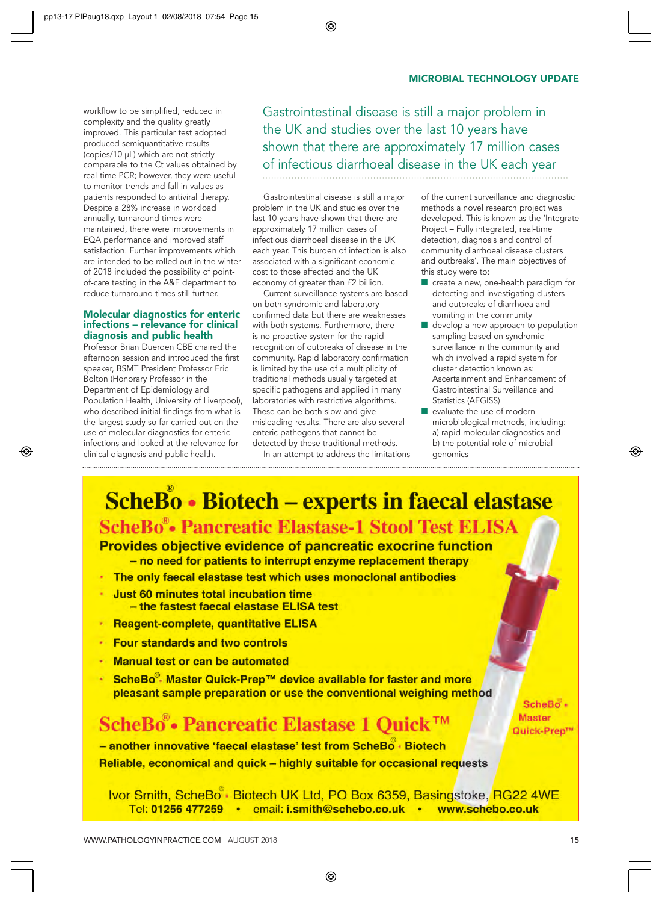workflow to be simplified, reduced in complexity and the quality greatly improved. This particular test adopted produced semiquantitative results (copies/10 µL) which are not strictly comparable to the Ct values obtained by real-time PCR; however, they were useful to monitor trends and fall in values as patients responded to antiviral therapy. Despite a 28% increase in workload annually, turnaround times were maintained, there were improvements in EQA performance and improved staff satisfaction. Further improvements which are intended to be rolled out in the winter of 2018 included the possibility of point-of-care testing in the A&E department to reduce turnaround times still further.

### Molecular diagnostics for enteric infections – relevance for clinical diagnosis and public health

Professor Brian Duerden CBE chaired the afternoon session and introduced the first speaker, BSMT President Professor Eric Bolton (Honorary Professor in the Department of Epidemiology and Population Health, University of Liverpool), who described initial findings from what is the largest study so far carried out on the use of molecular diagnostics for enteric infections and looked at the relevance for clinical diagnosis and public health.

> Gastrointestinal disease is still a major problem in the UK and studies over the last 10 years have shown that there are approximately 17 million cases of infectious diarrhoeal disease in the UK each year

Gastrointestinal disease is still a major problem in the UK and studies over the last 10 years have shown that there are approximately 17 million cases of infectious diarrhoeal disease in the UK each year. This burden of infection is also associated with a significant economic cost to those affected and the UK economy of greater than £2 billion.

Current surveillance systems are based on both syndromic and laboratory-confirmed data but there are weaknesses with both systems. Furthermore, there is no proactive system for the rapid recognition of outbreaks of disease in the community. Rapid laboratory confirmation is limited by the use of a multiplicity of traditional methods usually targeted at specific pathogens and applied in many laboratories with restrictive algorithms. These can be both slow and give misleading results. There are also several enteric pathogens that cannot be detected by these traditional methods.

In an attempt to address the limitations of the current surveillance and diagnostic methods a novel research project was developed. This is known as the 'Integrate Project – Fully integrated, real-time detection, diagnosis and control of community diarrhoeal disease clusters and outbreaks'. The main objectives of this study were to:

- create a new, one-health paradigm for detecting and investigating clusters and outbreaks of diarrhoea and vomiting in the community
- develop a new approach to population sampling based on syndromic surveillance in the community and which involved a rapid system for cluster detection known as: Ascertainment and Enhancement of Gastrointestinal Surveillance and Statistics (AEGISS)
- evaluate the use of modern microbiological methods, including: a) rapid molecular diagnostics and b) the potential role of microbial genomics

# ScheBo® • Biotech – experts in faecal elastase

## ScheBo® • Pancreatic Elastase-1 Stool Test ELISA

**Provides objective evidence of pancreatic exocrine function**
**– no need for patients to interrupt enzyme replacement therapy**

- **The only faecal elastase test which uses monoclonal antibodies**
- **Just 60 minutes total incubation time – the fastest faecal elastase ELISA test**
- **Reagent-complete, quantitative ELISA**
- **Four standards and two controls**
- **Manual test or can be automated**
- **ScheBo® • Master Quick-Prep™ device available for faster and more pleasant sample preparation or use the conventional weighing method**

ScheBo® • Master Quick-Prep™

## ScheBo® • Pancreatic Elastase 1 Quick™

**– another innovative 'faecal elastase' test from ScheBo® • Biotech**

**Reliable, economical and quick – highly suitable for occasional requests**

Ivor Smith, ScheBo® • Biotech UK Ltd, PO Box 6359, Basingstoke, RG22 4WE
Tel: **01256 477259** • email: **i.smith@schebo.co.uk** • **www.schebo.co.uk**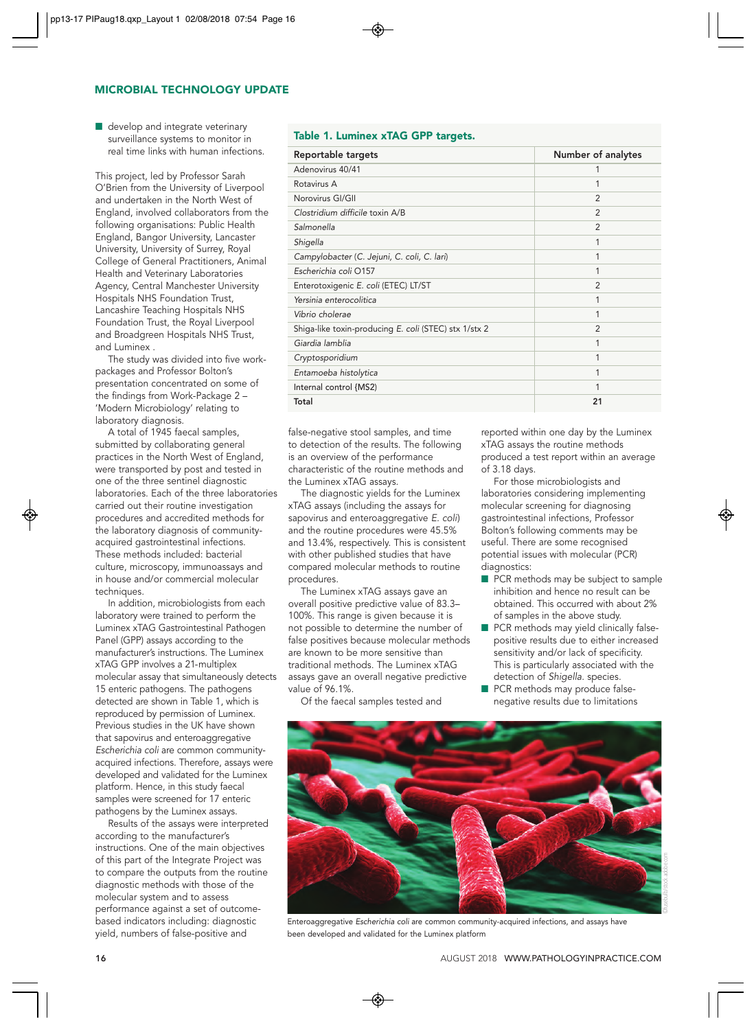## MICROBIAL TECHNOLOGY UPDATE

- develop and integrate veterinary surveillance systems to monitor in real time links with human infections.

This project, led by Professor Sarah O'Brien from the University of Liverpool and undertaken in the North West of England, involved collaborators from the following organisations: Public Health England, Bangor University, Lancaster University, University of Surrey, Royal College of General Practitioners, Animal Health and Veterinary Laboratories Agency, Central Manchester University Hospitals NHS Foundation Trust, Lancashire Teaching Hospitals NHS Foundation Trust, the Royal Liverpool and Broadgreen Hospitals NHS Trust, and Luminex .

The study was divided into five work-packages and Professor Bolton's presentation concentrated on some of the findings from Work-Package 2 – 'Modern Microbiology' relating to laboratory diagnosis.

A total of 1945 faecal samples, submitted by collaborating general practices in the North West of England, were transported by post and tested in one of the three sentinel diagnostic laboratories. Each of the three laboratories carried out their routine investigation procedures and accredited methods for the laboratory diagnosis of community-acquired gastrointestinal infections. These methods included: bacterial culture, microscopy, immunoassays and in house and/or commercial molecular techniques.

In addition, microbiologists from each laboratory were trained to perform the Luminex xTAG Gastrointestinal Pathogen Panel (GPP) assays according to the manufacturer's instructions. The Luminex xTAG GPP involves a 21-multiplex molecular assay that simultaneously detects 15 enteric pathogens. The pathogens detected are shown in Table 1, which is reproduced by permission of Luminex. Previous studies in the UK have shown that sapovirus and enteroaggregative *Escherichia coli* are common community-acquired infections. Therefore, assays were developed and validated for the Luminex platform. Hence, in this study faecal samples were screened for 17 enteric pathogens by the Luminex assays.

Results of the assays were interpreted according to the manufacturer's instructions. One of the main objectives of this part of the Integrate Project was to compare the outputs from the routine diagnostic methods with those of the molecular system and to assess performance against a set of outcome-based indicators including: diagnostic yield, numbers of false-positive and false-negative stool samples, and time to detection of the results. The following is an overview of the performance characteristic of the routine methods and the Luminex xTAG assays.

**Table 1. Luminex xTAG GPP targets.**

| Reportable targets | Number of analytes |
|---|---|
| Adenovirus 40/41 | 1 |
| Rotavirus A | 1 |
| Norovirus GI/GII | 2 |
| *Clostridium difficile* toxin A/B | 2 |
| *Salmonella* | 2 |
| *Shigella* | 1 |
| *Campylobacter* (*C. Jejuni, C. coli, C. lari*) | 1 |
| *Escherichia coli* O157 | 1 |
| Enterotoxigenic *E. coli* (ETEC) LT/ST | 2 |
| *Yersinia enterocolitica* | 1 |
| *Vibrio cholerae* | 1 |
| Shiga-like toxin-producing *E. coli* (STEC) stx 1/stx 2 | 2 |
| *Giardia lamblia* | 1 |
| *Cryptosporidium* | 1 |
| *Entamoeba histolytica* | 1 |
| Internal control (MS2) | 1 |
| **Total** | **21** |

The diagnostic yields for the Luminex xTAG assays (including the assays for sapovirus and enteroaggregative *E. coli*) and the routine procedures were 45.5% and 13.4%, respectively. This is consistent with other published studies that have compared molecular methods to routine procedures.

The Luminex xTAG assays gave an overall positive predictive value of 83.3–100%. This range is given because it is not possible to determine the number of false positives because molecular methods are known to be more sensitive than traditional methods. The Luminex xTAG assays gave an overall negative predictive value of 96.1%.

Of the faecal samples tested and reported within one day by the Luminex xTAG assays the routine methods produced a test report within an average of 3.18 days.

For those microbiologists and laboratories considering implementing molecular screening for diagnosing gastrointestinal infections, Professor Bolton's following comments may be useful. There are some recognised potential issues with molecular (PCR) diagnostics:

- PCR methods may be subject to sample inhibition and hence no result can be obtained. This occurred with about 2% of samples in the above study.
- PCR methods may yield clinically false-positive results due to either increased sensitivity and/or lack of specificity. This is particularly associated with the detection of *Shigella*. species.
- PCR methods may produce false-negative results due to limitations

Enteroaggregative *Escherichia coli* are common community-acquired infections, and assays have been developed and validated for the Luminex platform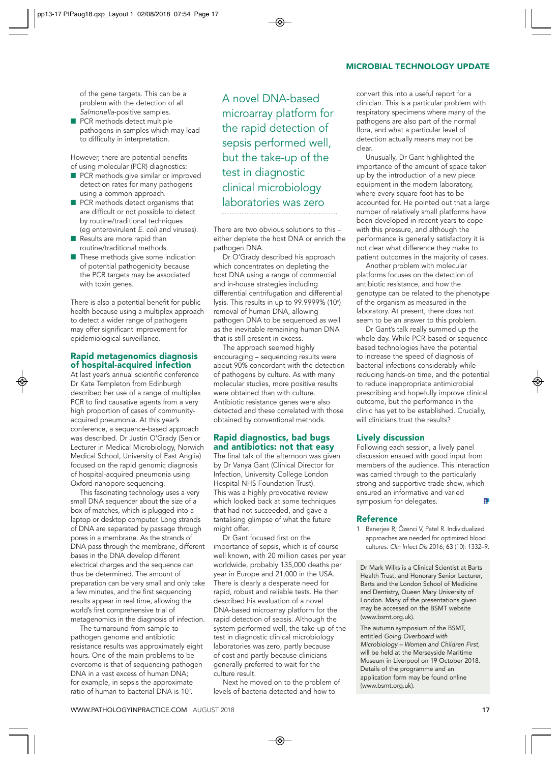of the gene targets. This can be a problem with the detection of all *Salmonella*-positive samples.

- PCR methods detect multiple pathogens in samples which may lead to difficulty in interpretation.

However, there are potential benefits of using molecular (PCR) diagnostics:

- PCR methods give similar or improved detection rates for many pathogens using a common approach.
- PCR methods detect organisms that are difficult or not possible to detect by routine/traditional techniques (eg enterovirulent *E. coli* and viruses).
- Results are more rapid than routine/traditional methods.
- These methods give some indication of potential pathogenicity because the PCR targets may be associated with toxin genes.

There is also a potential benefit for public health because using a multiplex approach to detect a wider range of pathogens may offer significant improvement for epidemiological surveillance.

## Rapid metagenomics diagnosis of hospital-acquired infection

At last year's annual scientific conference Dr Kate Templeton from Edinburgh described her use of a range of multiplex PCR to find causative agents from a very high proportion of cases of community-acquired pneumonia. At this year's conference, a sequence-based approach was described. Dr Justin O'Grady (Senior Lecturer in Medical Microbiology, Norwich Medical School, University of East Anglia) focused on the rapid genomic diagnosis of hospital-acquired pneumonia using Oxford nanopore sequencing.

This fascinating technology uses a very small DNA sequencer about the size of a box of matches, which is plugged into a laptop or desktop computer. Long strands of DNA are separated by passage through pores in a membrane. As the strands of DNA pass through the membrane, different bases in the DNA develop different electrical charges and the sequence can thus be determined. The amount of preparation can be very small and only take a few minutes, and the first sequencing results appear in real time, allowing the world's first comprehensive trial of metagenomics in the diagnosis of infection.

The turnaround from sample to pathogen genome and antibiotic resistance results was approximately eight hours. One of the main problems to be overcome is that of sequencing pathogen DNA in a vast excess of human DNA; for example, in sepsis the approximate ratio of human to bacterial DNA is $10^9$.

> A novel DNA-based microarray platform for the rapid detection of sepsis performed well, but the take-up of the test in diagnostic clinical microbiology laboratories was zero

There are two obvious solutions to this – either deplete the host DNA or enrich the pathogen DNA.

Dr O'Grady described his approach which concentrates on depleting the host DNA using a range of commercial and in-house strategies including differential centrifugation and differential lysis. This results in up to 99.9999% ($10^6$) removal of human DNA, allowing pathogen DNA to be sequenced as well as the inevitable remaining human DNA that is still present in excess.

The approach seemed highly encouraging – sequencing results were about 90% concordant with the detection of pathogens by culture. As with many molecular studies, more positive results were obtained than with culture. Antibiotic resistance genes were also detected and these correlated with those obtained by conventional methods.

## Rapid diagnostics, bad bugs and antibiotics: not that easy

The final talk of the afternoon was given by Dr Vanya Gant (Clinical Director for Infection, University College London Hospital NHS Foundation Trust). This was a highly provocative review which looked back at some techniques that had not succeeded, and gave a tantalising glimpse of what the future might offer.

Dr Gant focused first on the importance of sepsis, which is of course well known, with 20 million cases per year worldwide, probably 135,000 deaths per year in Europe and 21,000 in the USA. There is clearly a desperate need for rapid, robust and reliable tests. He then described his evaluation of a novel DNA-based microarray platform for the rapid detection of sepsis. Although the system performed well, the take-up of the test in diagnostic clinical microbiology laboratories was zero, partly because of cost and partly because clinicians generally preferred to wait for the culture result.

Next he moved on to the problem of levels of bacteria detected and how to convert this into a useful report for a clinician. This is a particular problem with respiratory specimens where many of the pathogens are also part of the normal flora, and what a particular level of detection actually means may not be clear.

Unusually, Dr Gant highlighted the importance of the amount of space taken up by the introduction of a new piece equipment in the modern laboratory, where every square foot has to be accounted for. He pointed out that a large number of relatively small platforms have been developed in recent years to cope with this pressure, and although the performance is generally satisfactory it is not clear what difference they make to patient outcomes in the majority of cases.

Another problem with molecular platforms focuses on the detection of antibiotic resistance, and how the genotype can be related to the phenotype of the organism as measured in the laboratory. At present, there does not seem to be an answer to this problem.

Dr Gant's talk really summed up the whole day. While PCR-based or sequence-based technologies have the potential to increase the speed of diagnosis of bacterial infections considerably while reducing hands-on time, and the potential to reduce inappropriate antimicrobial prescribing and hopefully improve clinical outcome, but the performance in the clinic has yet to be established. Crucially, will clinicians trust the results?

## Lively discussion

Following each session, a lively panel discussion ensued with good input from members of the audience. This interaction was carried through to the particularly strong and supportive trade show, which ensured an informative and varied symposium for delegates.

## Reference

1. Banerjee R, Özenci V, Patel R. Individualized approaches are needed for optimized blood cultures. *Clin Infect Dis* 2016; **63** (10): 1332–9.

Dr Mark Wilks is a Clinical Scientist at Barts Health Trust, and Honorary Senior Lecturer, Barts and the London School of Medicine and Dentistry, Queen Mary University of London. Many of the presentations given may be accessed on the BSMT website (www.bsmt.org.uk).

The autumn symposium of the BSMT, entitled *Going Overboard with Microbiology – Women and Children First*, will be held at the Merseyside Maritime Museum in Liverpool on 19 October 2018. Details of the programme and an application form may be found online (www.bsmt.org.uk).